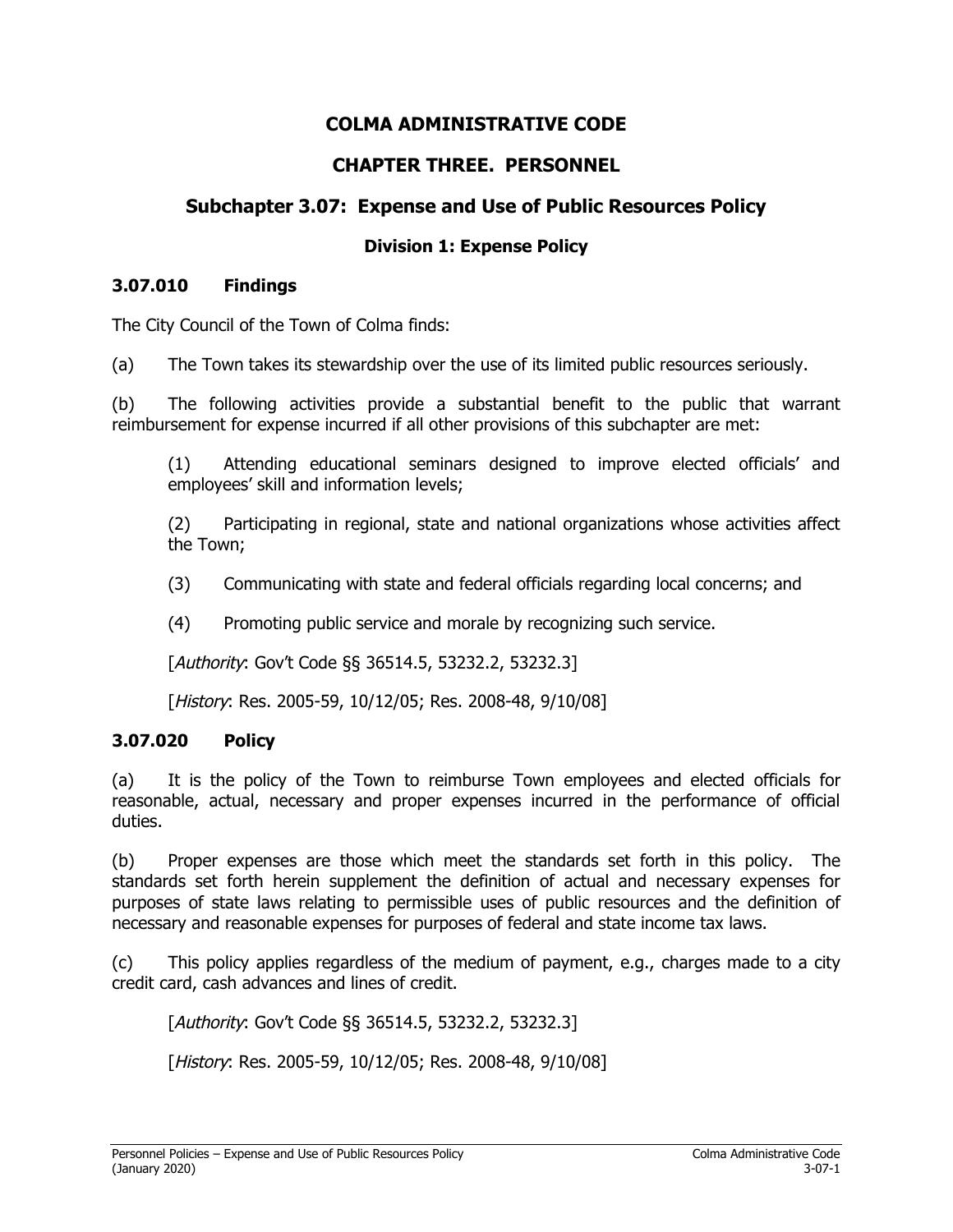# COLMA ADMINISTRATIVE CODE

## CHAPTER THREE. PERSONNEL

## Subchapter 3.07: Expense and Use of Public Resources Policy

### Division 1: Expense Policy

### 3.07.010 Findings

The City Council of the Town of Colma finds:

(a) The Town takes its stewardship over the use of its limited public resources seriously.

(b) The following activities provide a substantial benefit to the public that warrant reimbursement for expense incurred if all other provisions of this subchapter are met:

> (1) Attending educational seminars designed to improve elected officials' and employees' skill and information levels;
>
> (2) Participating in regional, state and national organizations whose activities affect the Town;
>
> (3) Communicating with state and federal officials regarding local concerns; and
>
> (4) Promoting public service and morale by recognizing such service.
>
> [*Authority*: Gov't Code §§ 36514.5, 53232.2, 53232.3]
>
> [*History*: Res. 2005-59, 10/12/05; Res. 2008-48, 9/10/08]

### 3.07.020 Policy

(a) It is the policy of the Town to reimburse Town employees and elected officials for reasonable, actual, necessary and proper expenses incurred in the performance of official duties.

(b) Proper expenses are those which meet the standards set forth in this policy. The standards set forth herein supplement the definition of actual and necessary expenses for purposes of state laws relating to permissible uses of public resources and the definition of necessary and reasonable expenses for purposes of federal and state income tax laws.

(c) This policy applies regardless of the medium of payment, e.g., charges made to a city credit card, cash advances and lines of credit.

> [*Authority*: Gov't Code §§ 36514.5, 53232.2, 53232.3]
>
> [*History*: Res. 2005-59, 10/12/05; Res. 2008-48, 9/10/08]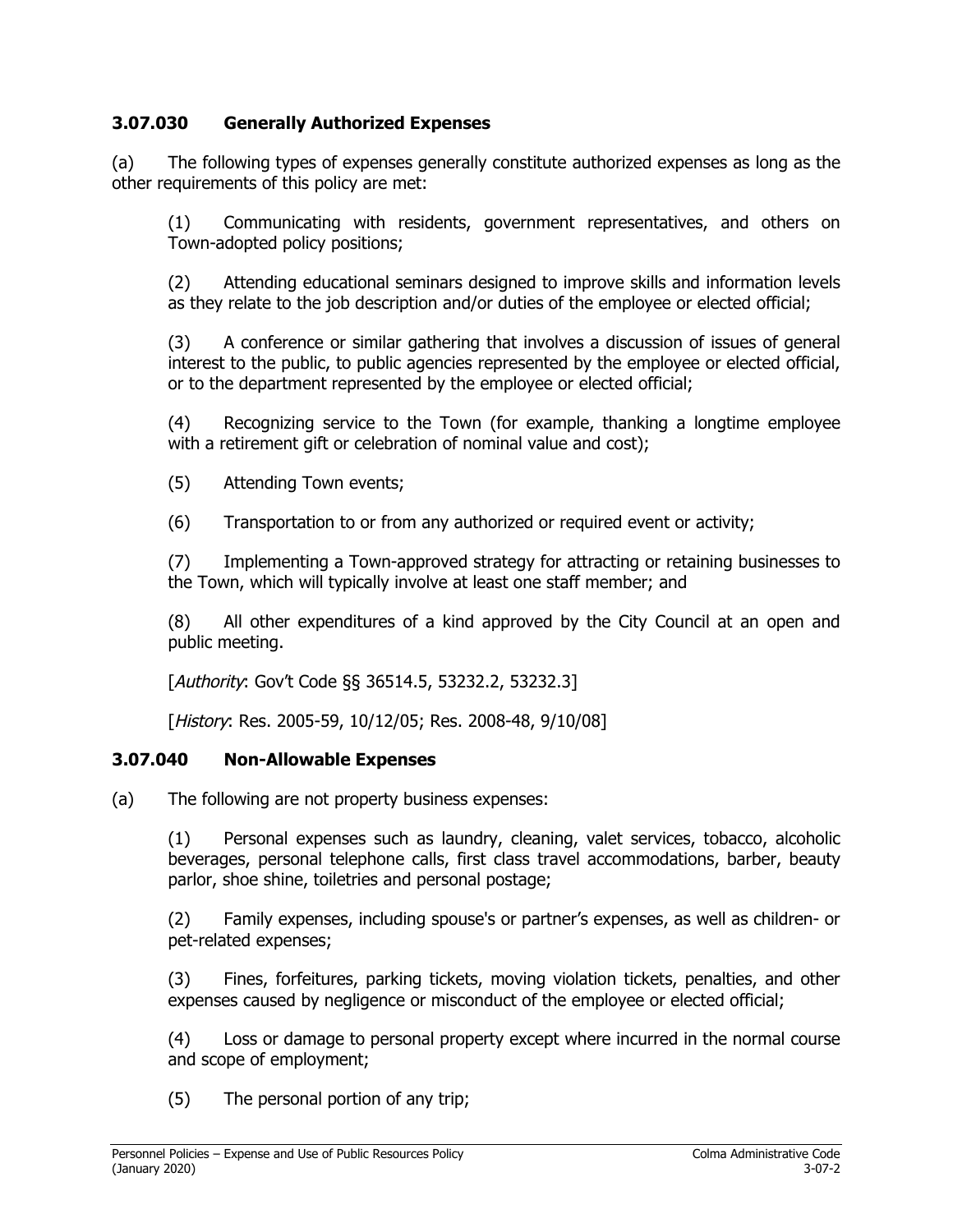### 3.07.030 Generally Authorized Expenses

(a) The following types of expenses generally constitute authorized expenses as long as the other requirements of this policy are met:

(1) Communicating with residents, government representatives, and others on Town-adopted policy positions;

(2) Attending educational seminars designed to improve skills and information levels as they relate to the job description and/or duties of the employee or elected official;

(3) A conference or similar gathering that involves a discussion of issues of general interest to the public, to public agencies represented by the employee or elected official, or to the department represented by the employee or elected official;

(4) Recognizing service to the Town (for example, thanking a longtime employee with a retirement gift or celebration of nominal value and cost);

(5) Attending Town events;

(6) Transportation to or from any authorized or required event or activity;

(7) Implementing a Town-approved strategy for attracting or retaining businesses to the Town, which will typically involve at least one staff member; and

(8) All other expenditures of a kind approved by the City Council at an open and public meeting.

[*Authority*: Gov't Code §§ 36514.5, 53232.2, 53232.3]

[*History*: Res. 2005-59, 10/12/05; Res. 2008-48, 9/10/08]

### 3.07.040 Non-Allowable Expenses

(a) The following are not property business expenses:

(1) Personal expenses such as laundry, cleaning, valet services, tobacco, alcoholic beverages, personal telephone calls, first class travel accommodations, barber, beauty parlor, shoe shine, toiletries and personal postage;

(2) Family expenses, including spouse's or partner's expenses, as well as children- or pet-related expenses;

(3) Fines, forfeitures, parking tickets, moving violation tickets, penalties, and other expenses caused by negligence or misconduct of the employee or elected official;

(4) Loss or damage to personal property except where incurred in the normal course and scope of employment;

(5) The personal portion of any trip;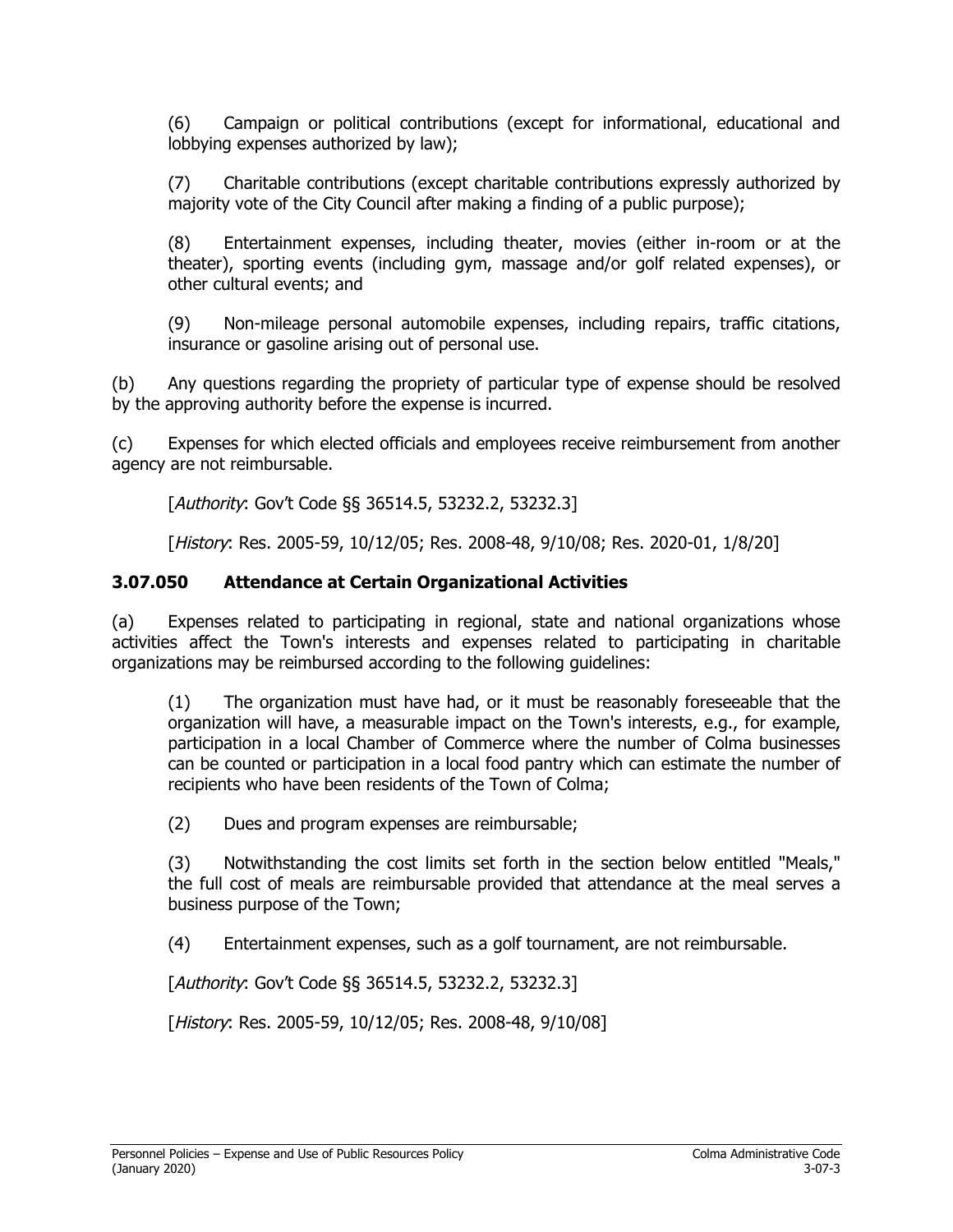(6) Campaign or political contributions (except for informational, educational and lobbying expenses authorized by law);

(7) Charitable contributions (except charitable contributions expressly authorized by majority vote of the City Council after making a finding of a public purpose);

(8) Entertainment expenses, including theater, movies (either in-room or at the theater), sporting events (including gym, massage and/or golf related expenses), or other cultural events; and

(9) Non-mileage personal automobile expenses, including repairs, traffic citations, insurance or gasoline arising out of personal use.

(b) Any questions regarding the propriety of particular type of expense should be resolved by the approving authority before the expense is incurred.

(c) Expenses for which elected officials and employees receive reimbursement from another agency are not reimbursable.

[*Authority*: Gov't Code §§ 36514.5, 53232.2, 53232.3]

[*History*: Res. 2005-59, 10/12/05; Res. 2008-48, 9/10/08; Res. 2020-01, 1/8/20]

### 3.07.050 Attendance at Certain Organizational Activities

(a) Expenses related to participating in regional, state and national organizations whose activities affect the Town's interests and expenses related to participating in charitable organizations may be reimbursed according to the following guidelines:

(1) The organization must have had, or it must be reasonably foreseeable that the organization will have, a measurable impact on the Town's interests, e.g., for example, participation in a local Chamber of Commerce where the number of Colma businesses can be counted or participation in a local food pantry which can estimate the number of recipients who have been residents of the Town of Colma;

(2) Dues and program expenses are reimbursable;

(3) Notwithstanding the cost limits set forth in the section below entitled "Meals," the full cost of meals are reimbursable provided that attendance at the meal serves a business purpose of the Town;

(4) Entertainment expenses, such as a golf tournament, are not reimbursable.

[*Authority*: Gov't Code §§ 36514.5, 53232.2, 53232.3]

[*History*: Res. 2005-59, 10/12/05; Res. 2008-48, 9/10/08]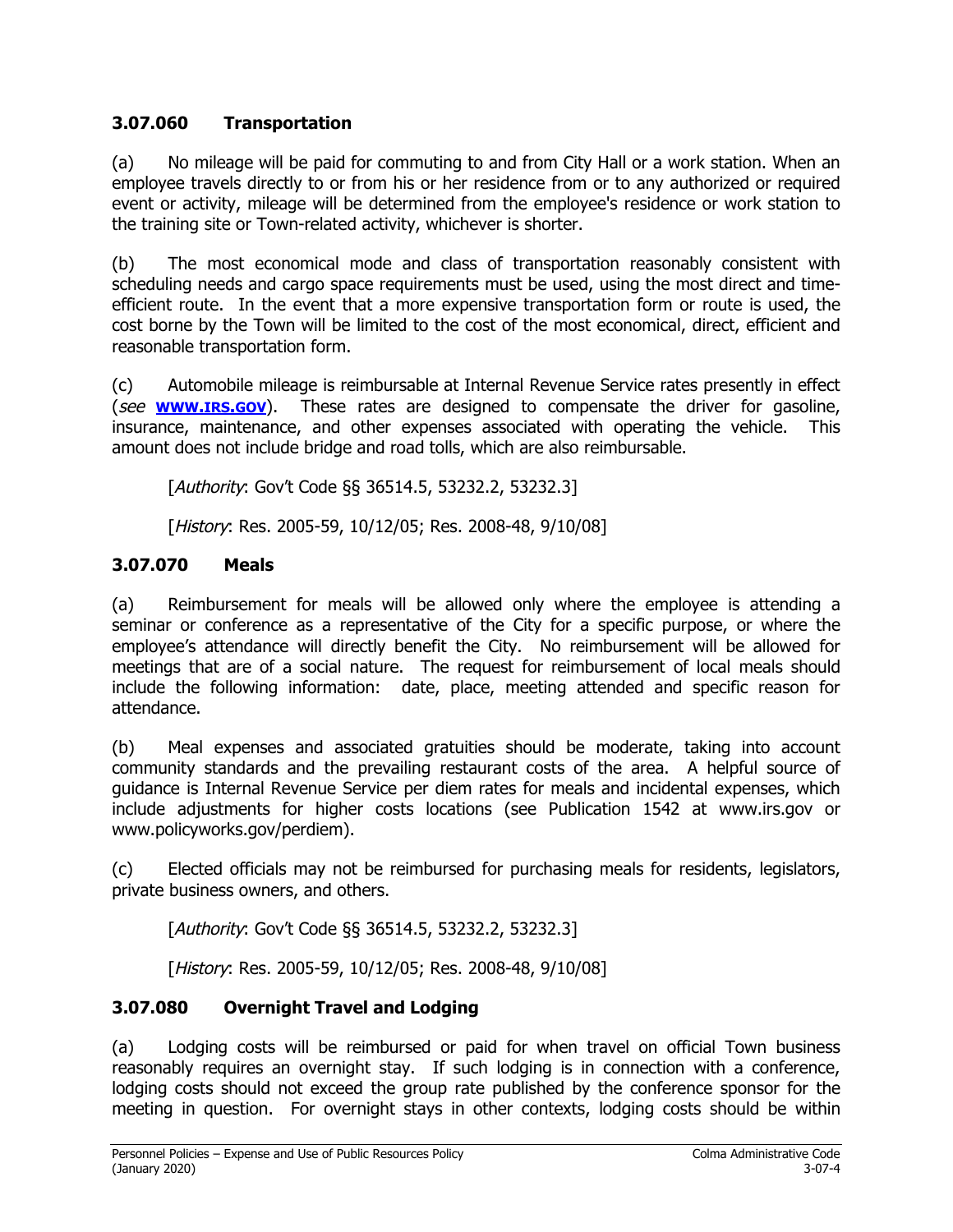### 3.07.060 Transportation

(a) No mileage will be paid for commuting to and from City Hall or a work station. When an employee travels directly to or from his or her residence from or to any authorized or required event or activity, mileage will be determined from the employee's residence or work station to the training site or Town-related activity, whichever is shorter.

(b) The most economical mode and class of transportation reasonably consistent with scheduling needs and cargo space requirements must be used, using the most direct and time-efficient route. In the event that a more expensive transportation form or route is used, the cost borne by the Town will be limited to the cost of the most economical, direct, efficient and reasonable transportation form.

(c) Automobile mileage is reimbursable at Internal Revenue Service rates presently in effect (*see* **WWW.IRS.GOV**). These rates are designed to compensate the driver for gasoline, insurance, maintenance, and other expenses associated with operating the vehicle. This amount does not include bridge and road tolls, which are also reimbursable.

[*Authority*: Gov't Code §§ 36514.5, 53232.2, 53232.3]

[*History*: Res. 2005-59, 10/12/05; Res. 2008-48, 9/10/08]

### 3.07.070 Meals

(a) Reimbursement for meals will be allowed only where the employee is attending a seminar or conference as a representative of the City for a specific purpose, or where the employee's attendance will directly benefit the City. No reimbursement will be allowed for meetings that are of a social nature. The request for reimbursement of local meals should include the following information: date, place, meeting attended and specific reason for attendance.

(b) Meal expenses and associated gratuities should be moderate, taking into account community standards and the prevailing restaurant costs of the area. A helpful source of guidance is Internal Revenue Service per diem rates for meals and incidental expenses, which include adjustments for higher costs locations (see Publication 1542 at www.irs.gov or www.policyworks.gov/perdiem).

(c) Elected officials may not be reimbursed for purchasing meals for residents, legislators, private business owners, and others.

[*Authority*: Gov't Code §§ 36514.5, 53232.2, 53232.3]

[*History*: Res. 2005-59, 10/12/05; Res. 2008-48, 9/10/08]

### 3.07.080 Overnight Travel and Lodging

(a) Lodging costs will be reimbursed or paid for when travel on official Town business reasonably requires an overnight stay. If such lodging is in connection with a conference, lodging costs should not exceed the group rate published by the conference sponsor for the meeting in question. For overnight stays in other contexts, lodging costs should be within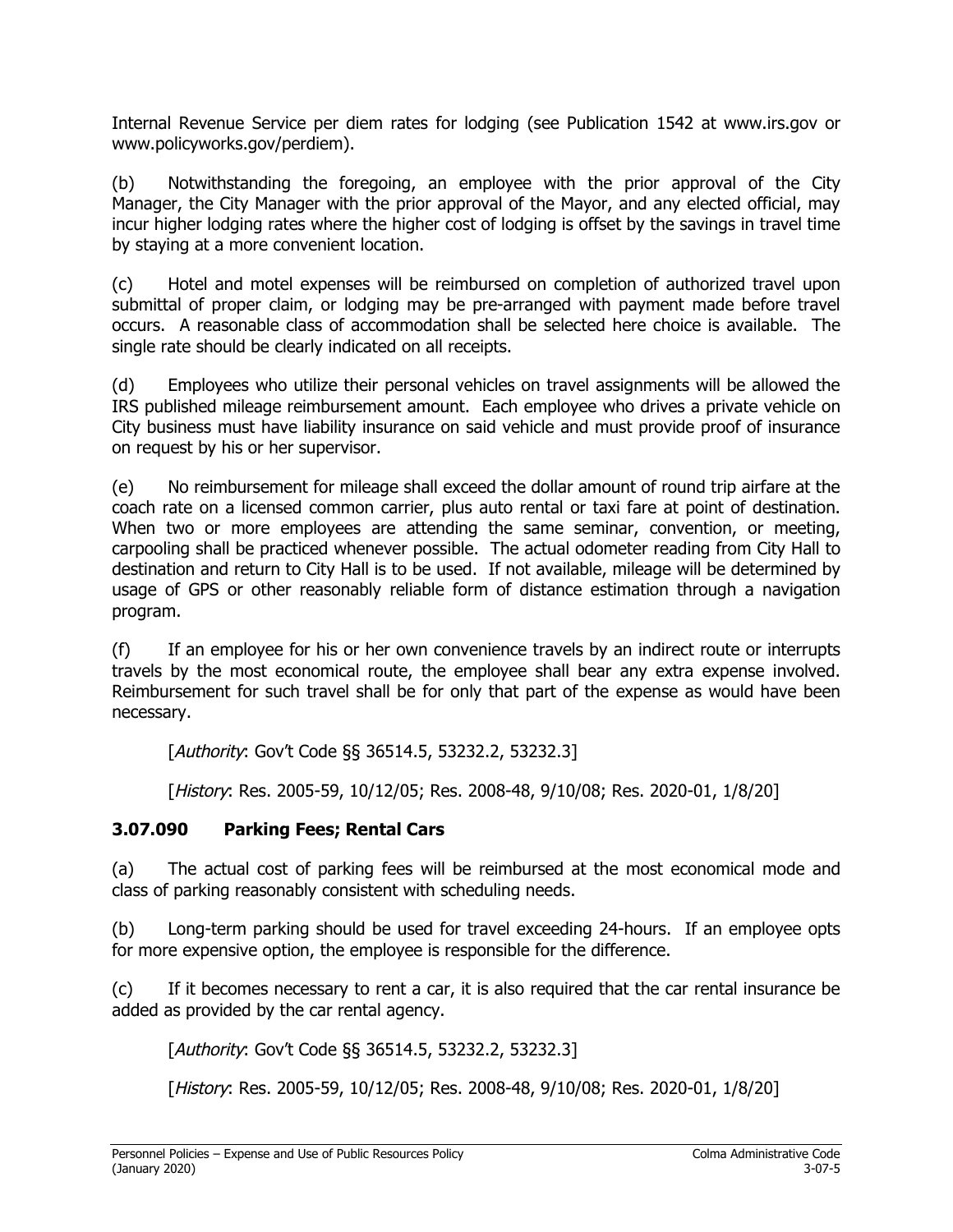Internal Revenue Service per diem rates for lodging (see Publication 1542 at www.irs.gov or www.policyworks.gov/perdiem).

(b) Notwithstanding the foregoing, an employee with the prior approval of the City Manager, the City Manager with the prior approval of the Mayor, and any elected official, may incur higher lodging rates where the higher cost of lodging is offset by the savings in travel time by staying at a more convenient location.

(c) Hotel and motel expenses will be reimbursed on completion of authorized travel upon submittal of proper claim, or lodging may be pre-arranged with payment made before travel occurs. A reasonable class of accommodation shall be selected here choice is available. The single rate should be clearly indicated on all receipts.

(d) Employees who utilize their personal vehicles on travel assignments will be allowed the IRS published mileage reimbursement amount. Each employee who drives a private vehicle on City business must have liability insurance on said vehicle and must provide proof of insurance on request by his or her supervisor.

(e) No reimbursement for mileage shall exceed the dollar amount of round trip airfare at the coach rate on a licensed common carrier, plus auto rental or taxi fare at point of destination. When two or more employees are attending the same seminar, convention, or meeting, carpooling shall be practiced whenever possible. The actual odometer reading from City Hall to destination and return to City Hall is to be used. If not available, mileage will be determined by usage of GPS or other reasonably reliable form of distance estimation through a navigation program.

(f) If an employee for his or her own convenience travels by an indirect route or interrupts travels by the most economical route, the employee shall bear any extra expense involved. Reimbursement for such travel shall be for only that part of the expense as would have been necessary.

[*Authority*: Gov't Code §§ 36514.5, 53232.2, 53232.3]

[*History*: Res. 2005-59, 10/12/05; Res. 2008-48, 9/10/08; Res. 2020-01, 1/8/20]

### 3.07.090 Parking Fees; Rental Cars

(a) The actual cost of parking fees will be reimbursed at the most economical mode and class of parking reasonably consistent with scheduling needs.

(b) Long-term parking should be used for travel exceeding 24-hours. If an employee opts for more expensive option, the employee is responsible for the difference.

(c) If it becomes necessary to rent a car, it is also required that the car rental insurance be added as provided by the car rental agency.

[*Authority*: Gov't Code §§ 36514.5, 53232.2, 53232.3]

[*History*: Res. 2005-59, 10/12/05; Res. 2008-48, 9/10/08; Res. 2020-01, 1/8/20]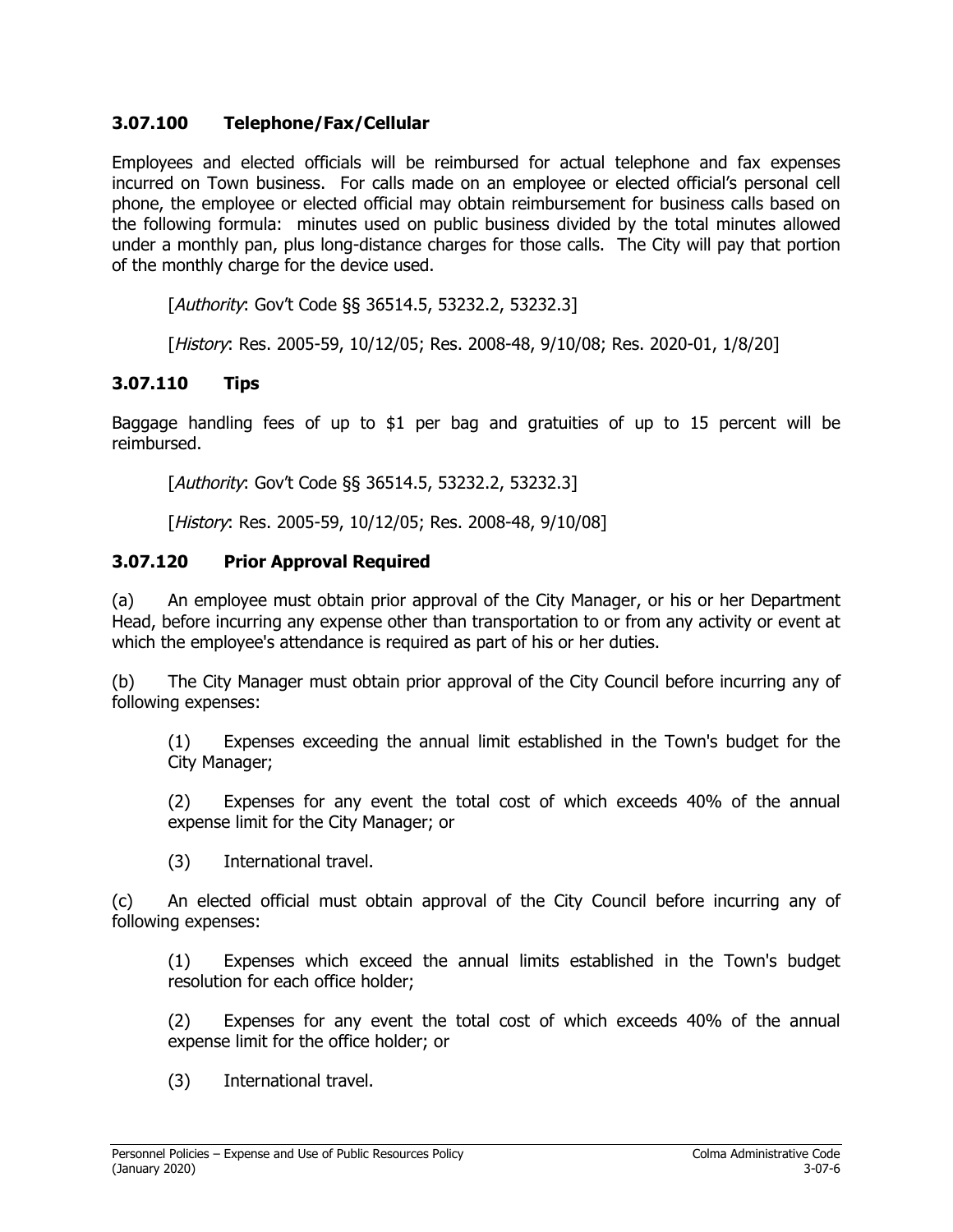### 3.07.100 Telephone/Fax/Cellular

Employees and elected officials will be reimbursed for actual telephone and fax expenses incurred on Town business. For calls made on an employee or elected official's personal cell phone, the employee or elected official may obtain reimbursement for business calls based on the following formula: minutes used on public business divided by the total minutes allowed under a monthly pan, plus long-distance charges for those calls. The City will pay that portion of the monthly charge for the device used.

[*Authority*: Gov't Code §§ 36514.5, 53232.2, 53232.3]

[*History*: Res. 2005-59, 10/12/05; Res. 2008-48, 9/10/08; Res. 2020-01, 1/8/20]

### 3.07.110 Tips

Baggage handling fees of up to $1 per bag and gratuities of up to 15 percent will be reimbursed.

[*Authority*: Gov't Code §§ 36514.5, 53232.2, 53232.3]

[*History*: Res. 2005-59, 10/12/05; Res. 2008-48, 9/10/08]

### 3.07.120 Prior Approval Required

(a) An employee must obtain prior approval of the City Manager, or his or her Department Head, before incurring any expense other than transportation to or from any activity or event at which the employee's attendance is required as part of his or her duties.

(b) The City Manager must obtain prior approval of the City Council before incurring any of following expenses:

(1) Expenses exceeding the annual limit established in the Town's budget for the City Manager;

(2) Expenses for any event the total cost of which exceeds 40% of the annual expense limit for the City Manager; or

(3) International travel.

(c) An elected official must obtain approval of the City Council before incurring any of following expenses:

(1) Expenses which exceed the annual limits established in the Town's budget resolution for each office holder;

(2) Expenses for any event the total cost of which exceeds 40% of the annual expense limit for the office holder; or

(3) International travel.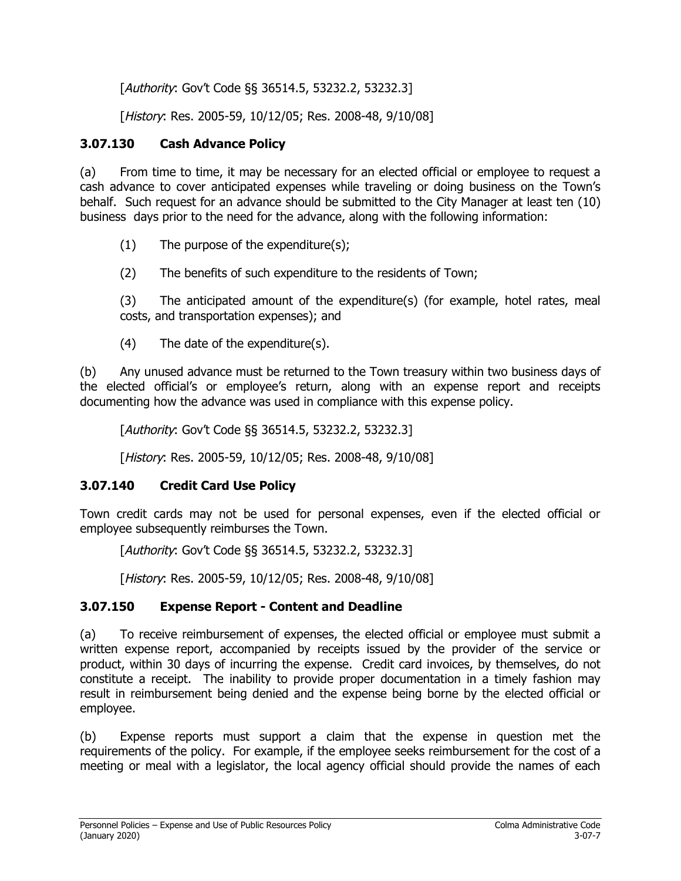[*Authority*: Gov't Code §§ 36514.5, 53232.2, 53232.3]

[*History*: Res. 2005-59, 10/12/05; Res. 2008-48, 9/10/08]

### 3.07.130 Cash Advance Policy

(a) From time to time, it may be necessary for an elected official or employee to request a cash advance to cover anticipated expenses while traveling or doing business on the Town's behalf. Such request for an advance should be submitted to the City Manager at least ten (10) business days prior to the need for the advance, along with the following information:

(1) The purpose of the expenditure(s);

(2) The benefits of such expenditure to the residents of Town;

(3) The anticipated amount of the expenditure(s) (for example, hotel rates, meal costs, and transportation expenses); and

(4) The date of the expenditure(s).

(b) Any unused advance must be returned to the Town treasury within two business days of the elected official's or employee's return, along with an expense report and receipts documenting how the advance was used in compliance with this expense policy.

[*Authority*: Gov't Code §§ 36514.5, 53232.2, 53232.3]

[*History*: Res. 2005-59, 10/12/05; Res. 2008-48, 9/10/08]

### 3.07.140 Credit Card Use Policy

Town credit cards may not be used for personal expenses, even if the elected official or employee subsequently reimburses the Town.

[*Authority*: Gov't Code §§ 36514.5, 53232.2, 53232.3]

[*History*: Res. 2005-59, 10/12/05; Res. 2008-48, 9/10/08]

### 3.07.150 Expense Report - Content and Deadline

(a) To receive reimbursement of expenses, the elected official or employee must submit a written expense report, accompanied by receipts issued by the provider of the service or product, within 30 days of incurring the expense. Credit card invoices, by themselves, do not constitute a receipt. The inability to provide proper documentation in a timely fashion may result in reimbursement being denied and the expense being borne by the elected official or employee.

(b) Expense reports must support a claim that the expense in question met the requirements of the policy. For example, if the employee seeks reimbursement for the cost of a meeting or meal with a legislator, the local agency official should provide the names of each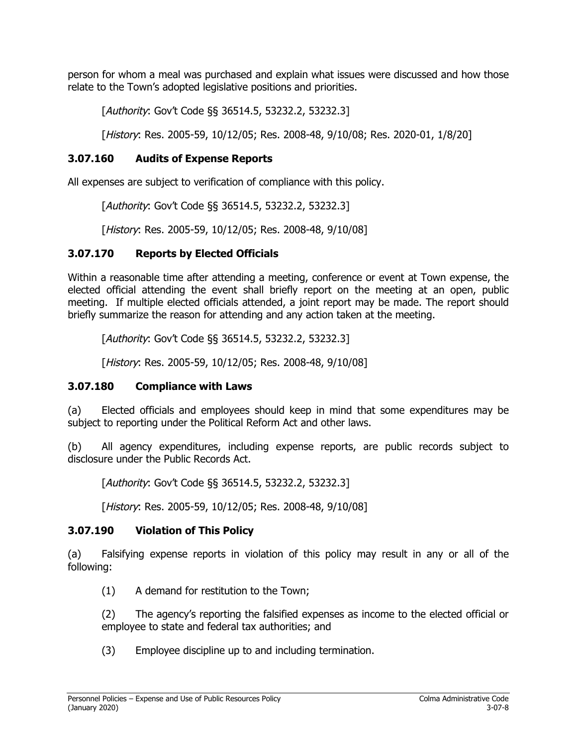person for whom a meal was purchased and explain what issues were discussed and how those relate to the Town's adopted legislative positions and priorities.

[*Authority*: Gov't Code §§ 36514.5, 53232.2, 53232.3]

[*History*: Res. 2005-59, 10/12/05; Res. 2008-48, 9/10/08; Res. 2020-01, 1/8/20]

### 3.07.160 Audits of Expense Reports

All expenses are subject to verification of compliance with this policy.

[*Authority*: Gov't Code §§ 36514.5, 53232.2, 53232.3]

[*History*: Res. 2005-59, 10/12/05; Res. 2008-48, 9/10/08]

### 3.07.170 Reports by Elected Officials

Within a reasonable time after attending a meeting, conference or event at Town expense, the elected official attending the event shall briefly report on the meeting at an open, public meeting. If multiple elected officials attended, a joint report may be made. The report should briefly summarize the reason for attending and any action taken at the meeting.

[*Authority*: Gov't Code §§ 36514.5, 53232.2, 53232.3]

[*History*: Res. 2005-59, 10/12/05; Res. 2008-48, 9/10/08]

### 3.07.180 Compliance with Laws

(a) Elected officials and employees should keep in mind that some expenditures may be subject to reporting under the Political Reform Act and other laws.

(b) All agency expenditures, including expense reports, are public records subject to disclosure under the Public Records Act.

[*Authority*: Gov't Code §§ 36514.5, 53232.2, 53232.3]

[*History*: Res. 2005-59, 10/12/05; Res. 2008-48, 9/10/08]

### 3.07.190 Violation of This Policy

(a) Falsifying expense reports in violation of this policy may result in any or all of the following:

(1) A demand for restitution to the Town;

(2) The agency's reporting the falsified expenses as income to the elected official or employee to state and federal tax authorities; and

(3) Employee discipline up to and including termination.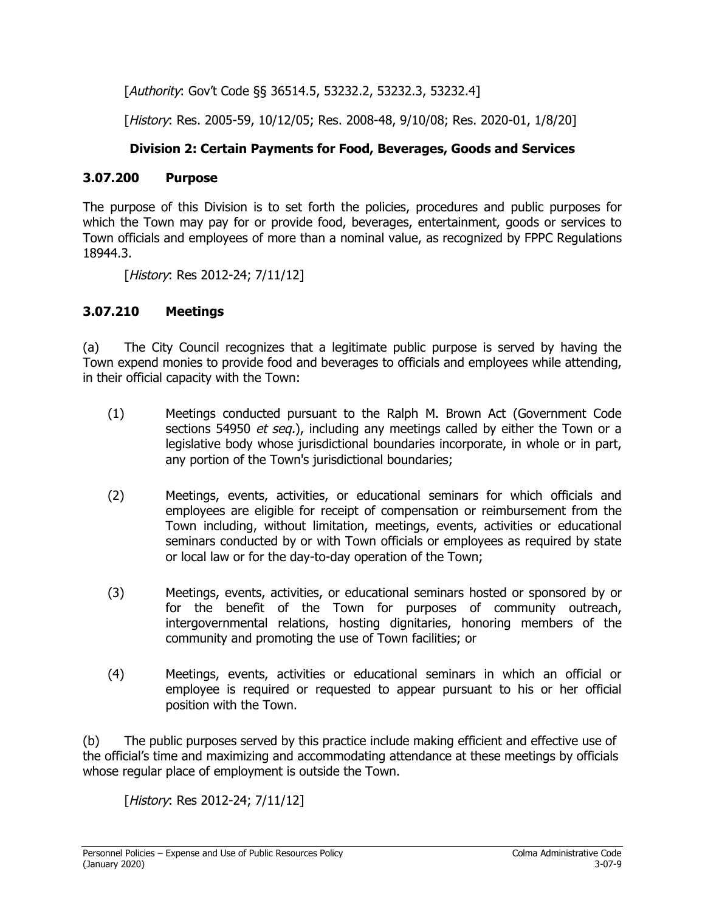[*Authority*: Gov't Code §§ 36514.5, 53232.2, 53232.3, 53232.4]

[*History*: Res. 2005-59, 10/12/05; Res. 2008-48, 9/10/08; Res. 2020-01, 1/8/20]

## Division 2: Certain Payments for Food, Beverages, Goods and Services

### 3.07.200 Purpose

The purpose of this Division is to set forth the policies, procedures and public purposes for which the Town may pay for or provide food, beverages, entertainment, goods or services to Town officials and employees of more than a nominal value, as recognized by FPPC Regulations 18944.3.

[*History*: Res 2012-24; 7/11/12]

### 3.07.210 Meetings

(a) The City Council recognizes that a legitimate public purpose is served by having the Town expend monies to provide food and beverages to officials and employees while attending, in their official capacity with the Town:

(1) Meetings conducted pursuant to the Ralph M. Brown Act (Government Code sections 54950 *et seq.*), including any meetings called by either the Town or a legislative body whose jurisdictional boundaries incorporate, in whole or in part, any portion of the Town's jurisdictional boundaries;

(2) Meetings, events, activities, or educational seminars for which officials and employees are eligible for receipt of compensation or reimbursement from the Town including, without limitation, meetings, events, activities or educational seminars conducted by or with Town officials or employees as required by state or local law or for the day-to-day operation of the Town;

(3) Meetings, events, activities, or educational seminars hosted or sponsored by or for the benefit of the Town for purposes of community outreach, intergovernmental relations, hosting dignitaries, honoring members of the community and promoting the use of Town facilities; or

(4) Meetings, events, activities or educational seminars in which an official or employee is required or requested to appear pursuant to his or her official position with the Town.

(b) The public purposes served by this practice include making efficient and effective use of the official's time and maximizing and accommodating attendance at these meetings by officials whose regular place of employment is outside the Town.

[*History*: Res 2012-24; 7/11/12]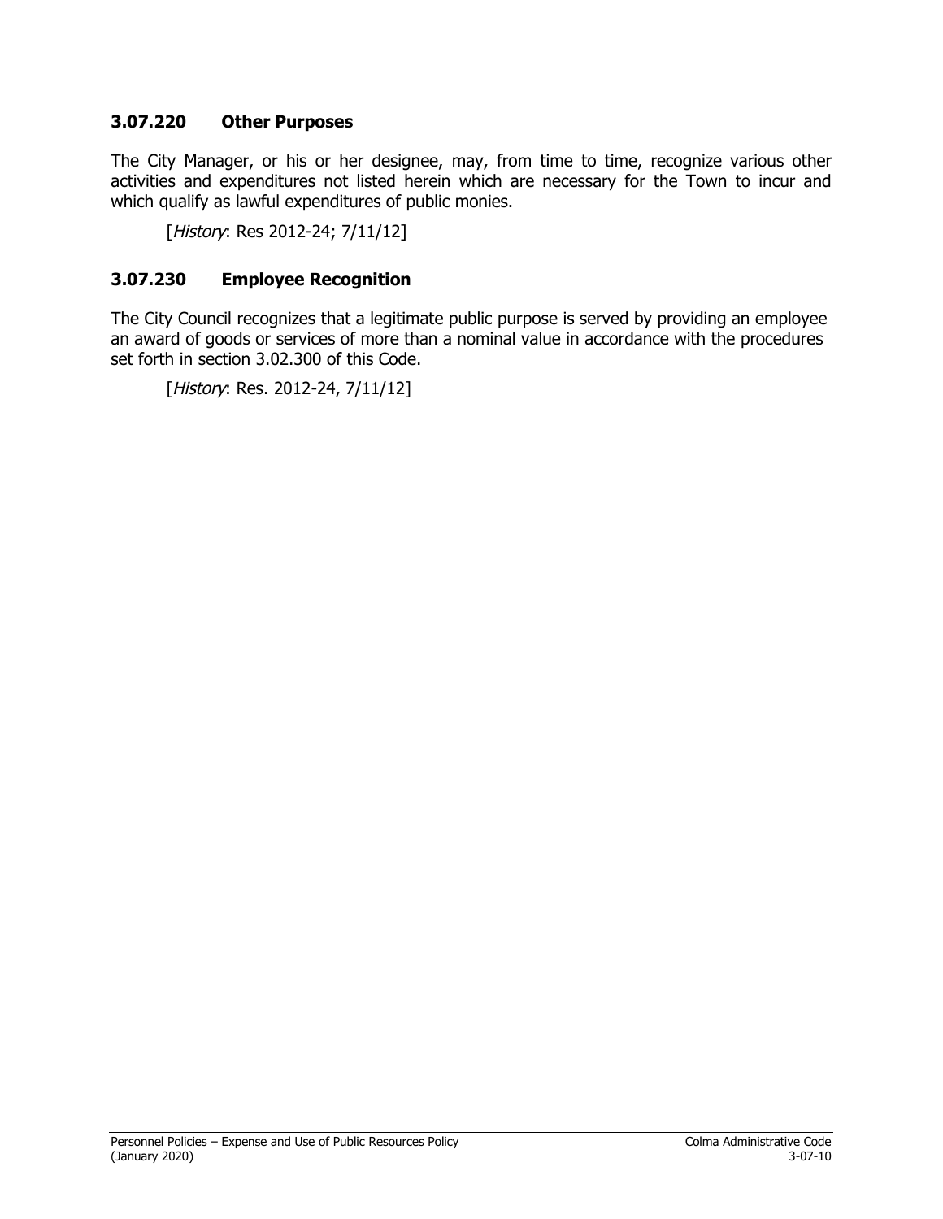### 3.07.220 Other Purposes

The City Manager, or his or her designee, may, from time to time, recognize various other activities and expenditures not listed herein which are necessary for the Town to incur and which qualify as lawful expenditures of public monies.

[*History*: Res 2012-24; 7/11/12]

### 3.07.230 Employee Recognition

The City Council recognizes that a legitimate public purpose is served by providing an employee an award of goods or services of more than a nominal value in accordance with the procedures set forth in section 3.02.300 of this Code.

[*History*: Res. 2012-24, 7/11/12]